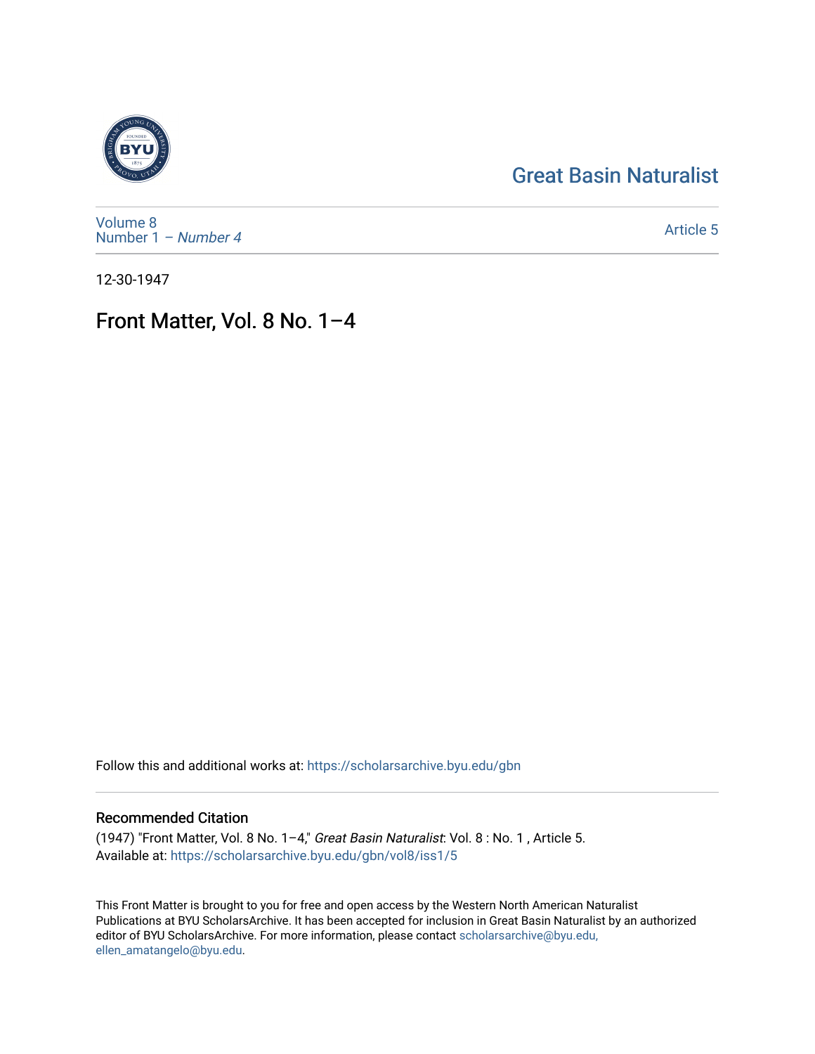Great Basin Naturalist

Volume 8
Number 1 – *Number 4*

Article 5

12-30-1947

# Front Matter, Vol. 8 No. 1–4

Follow this and additional works at: https://scholarsarchive.byu.edu/gbn

## Recommended Citation

(1947) "Front Matter, Vol. 8 No. 1–4," *Great Basin Naturalist*: Vol. 8 : No. 1 , Article 5.
Available at: https://scholarsarchive.byu.edu/gbn/vol8/iss1/5

This Front Matter is brought to you for free and open access by the Western North American Naturalist Publications at BYU ScholarsArchive. It has been accepted for inclusion in Great Basin Naturalist by an authorized editor of BYU ScholarsArchive. For more information, please contact scholarsarchive@byu.edu, ellen_amatangelo@byu.edu.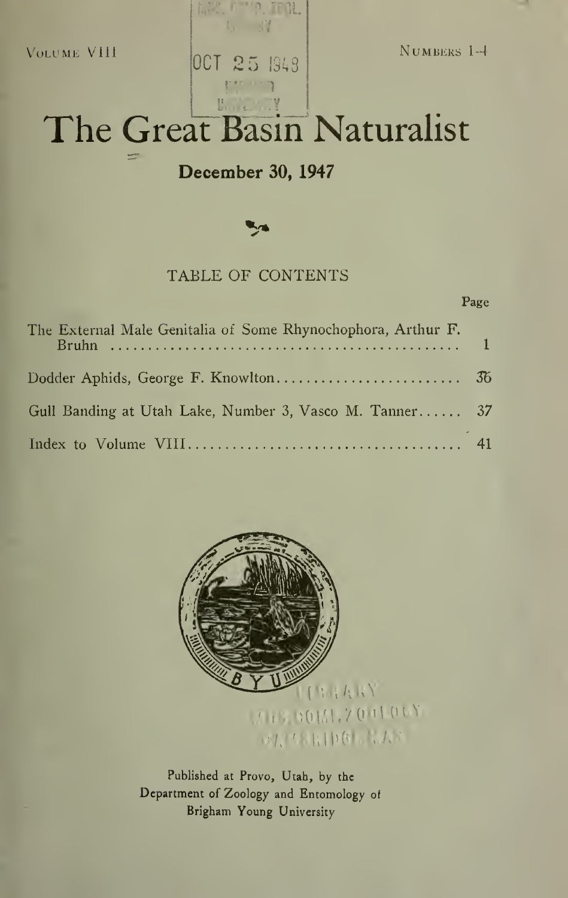Volume VIII — Numbers 1-4

# The Great Basin Naturalist

**December 30, 1947**

## TABLE OF CONTENTS

| | Page |
|---|---|
| The External Male Genitalia of Some Rhynochophora, Arthur F. Bruhn | 1 |
| Dodder Aphids, George F. Knowlton | 36 |
| Gull Banding at Utah Lake, Number 3, Vasco M. Tanner | 37 |
| Index to Volume VIII | 41 |

Published at Provo, Utah, by the Department of Zoology and Entomology of Brigham Young University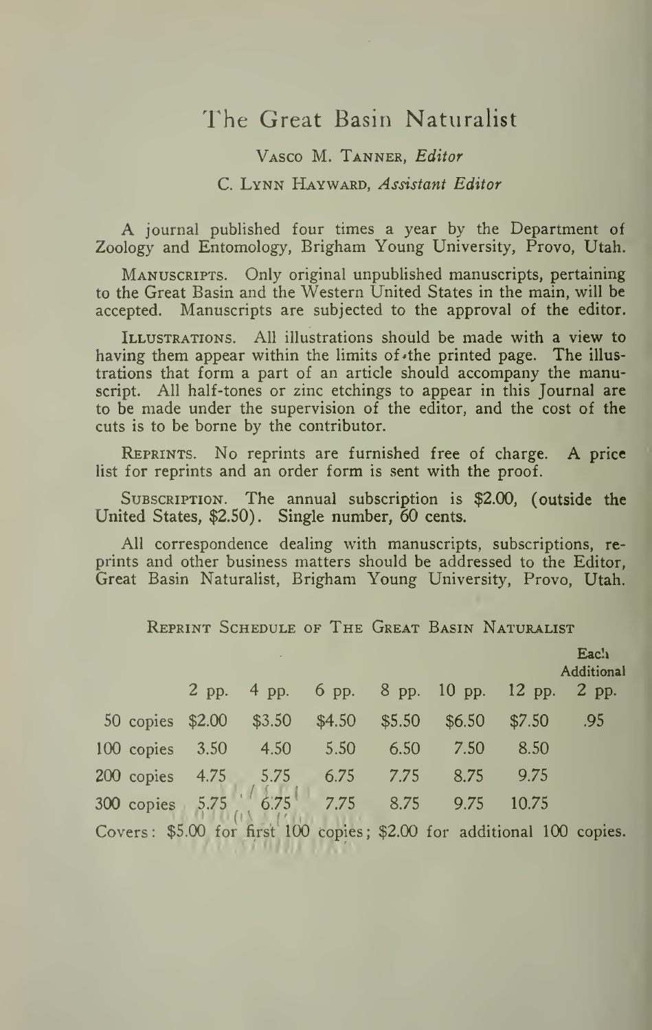# The Great Basin Naturalist

Vasco M. Tanner, *Editor*

C. Lynn Hayward, *Assistant Editor*

A journal published four times a year by the Department of Zoology and Entomology, Brigham Young University, Provo, Utah.

Manuscripts. Only original unpublished manuscripts, pertaining to the Great Basin and the Western United States in the main, will be accepted. Manuscripts are subjected to the approval of the editor.

Illustrations. All illustrations should be made with a view to having them appear within the limits of the printed page. The illustrations that form a part of an article should accompany the manuscript. All half-tones or zinc etchings to appear in this Journal are to be made under the supervision of the editor, and the cost of the cuts is to be borne by the contributor.

Reprints. No reprints are furnished free of charge. A price list for reprints and an order form is sent with the proof.

Subscription. The annual subscription is $2.00, (outside the United States, $2.50). Single number, 60 cents.

All correspondence dealing with manuscripts, subscriptions, reprints and other business matters should be addressed to the Editor, Great Basin Naturalist, Brigham Young University, Provo, Utah.

Reprint Schedule of The Great Basin Naturalist

| | 2 pp. | 4 pp. | 6 pp. | 8 pp. | 10 pp. | 12 pp. | Each Additional 2 pp. |
|---|---|---|---|---|---|---|---|
| 50 copies | $2.00 | $3.50 | $4.50 | $5.50 | $6.50 | $7.50 | .95 |
| 100 copies | 3.50 | 4.50 | 5.50 | 6.50 | 7.50 | 8.50 | |
| 200 copies | 4.75 | 5.75 | 6.75 | 7.75 | 8.75 | 9.75 | |
| 300 copies | 5.75 | 6.75 | 7.75 | 8.75 | 9.75 | 10.75 | |

Covers: $5.00 for first 100 copies; $2.00 for additional 100 copies.